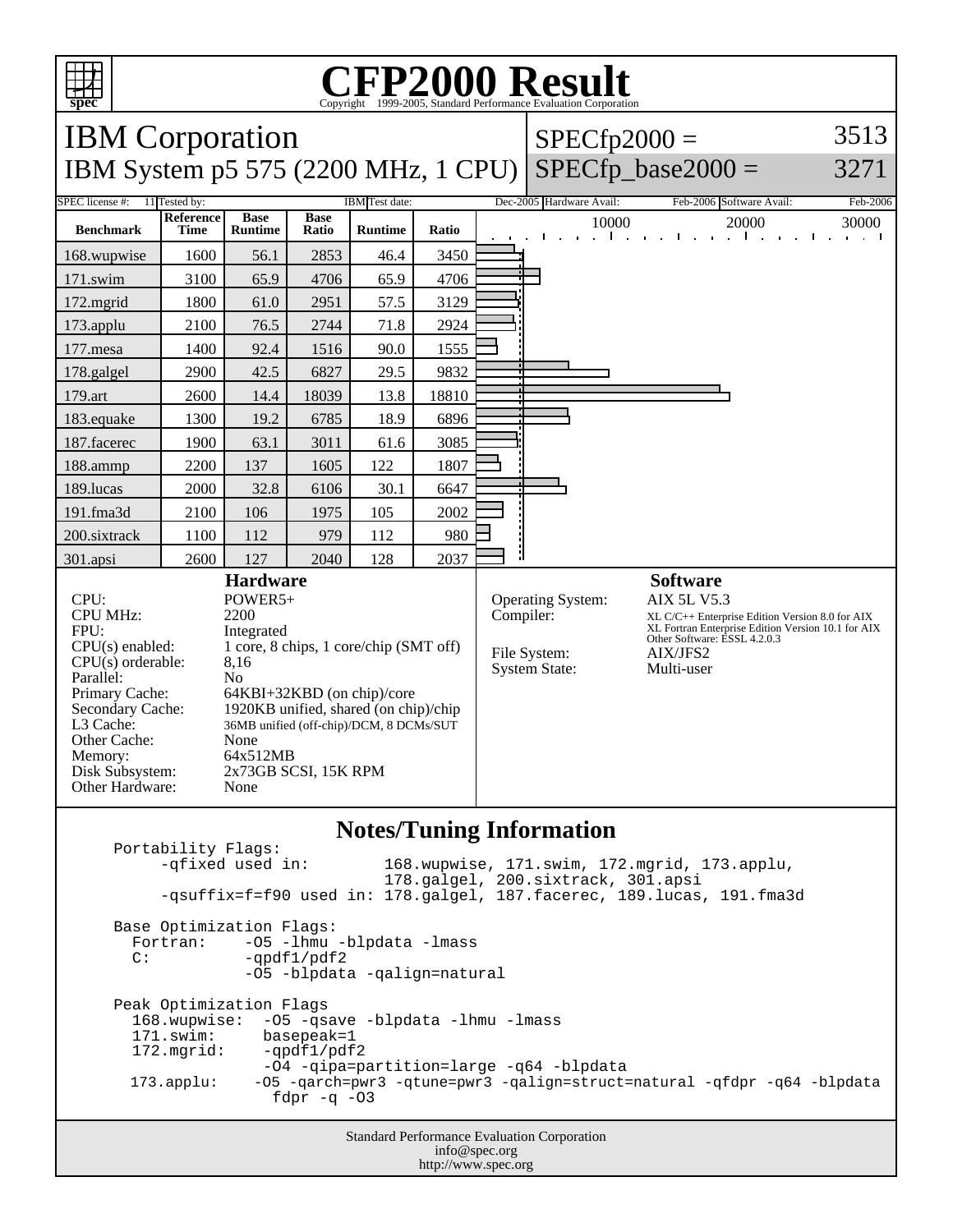# CFP2000 Result

Copyright 1999-2005, Standard Performance Evaluation Corporation

## IBM Corporation

## IBM System p5 575 (2200 MHz, 1 CPU)

SPECfp2000 = 3513

SPECfp_base2000 = 3271

SPEC license #: 11 | Tested by: IBM | Test date: Dec-2005 | Hardware Avail: Feb-2006 | Software Avail: Feb-2006

| Benchmark | Reference Time | Base Runtime | Base Ratio | Runtime | Ratio |
|---|---|---|---|---|---|
| 168.wupwise | 1600 | 56.1 | 2853 | 46.4 | 3450 |
| 171.swim | 3100 | 65.9 | 4706 | 65.9 | 4706 |
| 172.mgrid | 1800 | 61.0 | 2951 | 57.5 | 3129 |
| 173.applu | 2100 | 76.5 | 2744 | 71.8 | 2924 |
| 177.mesa | 1400 | 92.4 | 1516 | 90.0 | 1555 |
| 178.galgel | 2900 | 42.5 | 6827 | 29.5 | 9832 |
| 179.art | 2600 | 14.4 | 18039 | 13.8 | 18810 |
| 183.equake | 1300 | 19.2 | 6785 | 18.9 | 6896 |
| 187.facerec | 1900 | 63.1 | 3011 | 61.6 | 3085 |
| 188.ammp | 2200 | 137 | 1605 | 122 | 1807 |
| 189.lucas | 2000 | 32.8 | 6106 | 30.1 | 6647 |
| 191.fma3d | 2100 | 106 | 1975 | 105 | 2002 |
| 200.sixtrack | 1100 | 112 | 979 | 112 | 980 |
| 301.apsi | 2600 | 127 | 2040 | 128 | 2037 |

### Hardware

| | |
|---|---|
| CPU: | POWER5+ |
| CPU MHz: | 2200 |
| FPU: | Integrated |
| CPU(s) enabled: | 1 core, 8 chips, 1 core/chip (SMT off) |
| CPU(s) orderable: | 8,16 |
| Parallel: | No |
| Primary Cache: | 64KBI+32KBD (on chip)/core |
| Secondary Cache: | 1920KB unified, shared (on chip)/chip |
| L3 Cache: | 36MB unified (off-chip)/DCM, 8 DCMs/SUT |
| Other Cache: | None |
| Memory: | 64x512MB |
| Disk Subsystem: | 2x73GB SCSI, 15K RPM |
| Other Hardware: | None |

### Software

| | |
|---|---|
| Operating System: | AIX 5L V5.3 |
| Compiler: | XL C/C++ Enterprise Edition Version 8.0 for AIX<br>XL Fortran Enterprise Edition Version 10.1 for AIX<br>Other Software: ESSL 4.2.0.3 |
| File System: | AIX/JFS2 |
| System State: | Multi-user |

### Notes/Tuning Information

```
Portability Flags:
     -qfixed used in:        168.wupwise, 171.swim, 172.mgrid, 173.applu,
                             178.galgel, 200.sixtrack, 301.apsi
     -qsuffix=f=f90 used in: 178.galgel, 187.facerec, 189.lucas, 191.fma3d

Base Optimization Flags:
  Fortran:    -O5 -lhmu -blpdata -lmass
  C:          -qpdf1/pdf2
              -O5 -blpdata -qalign=natural

Peak Optimization Flags
  168.wupwise:  -O5 -qsave -blpdata -lhmu -lmass
  171.swim:      basepeak=1
  172.mgrid:     -qpdf1/pdf2
                 -O4 -qipa=partition=large -q64 -blpdata
  173.applu:    -O5 -qarch=pwr3 -qtune=pwr3 -qalign=struct=natural -qfdpr -q64 -blpdata
                 fdpr -q -O3
```

Standard Performance Evaluation Corporation
info@spec.org
http://www.spec.org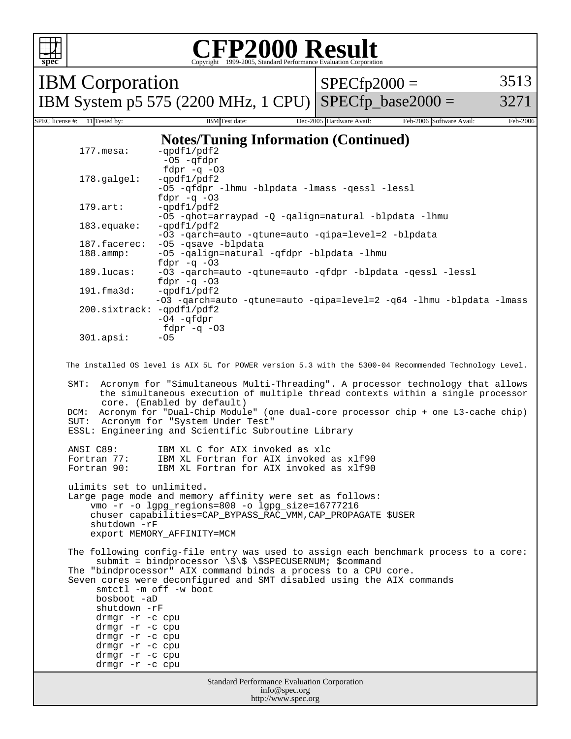# CFP2000 Result

Copyright 1999-2005, Standard Performance Evaluation Corporation

**IBM Corporation**
**IBM System p5 575 (2200 MHz, 1 CPU)**

SPECfp2000 = 3513
SPECfp_base2000 = 3271

SPEC license #: 11 | Tested by: IBM | Test date: Dec-2005 | Hardware Avail: Feb-2006 | Software Avail: Feb-2006

## Notes/Tuning Information (Continued)

```
177.mesa:      -qpdf1/pdf2
                -O5 -qfdpr
                fdpr -q -O3
178.galgel:    -qpdf1/pdf2
               -O5 -qfdpr -lhmu -blpdata -lmass -qessl -lessl
               fdpr -q -O3
179.art:       -qpdf1/pdf2
               -O5 -qhot=arraypad -Q -qalign=natural -blpdata -lhmu
183.equake:    -qpdf1/pdf2
               -O3 -qarch=auto -qtune=auto -qipa=level=2 -blpdata
187.facerec:   -O5 -qsave -blpdata
188.ammp:      -O5 -qalign=natural -qfdpr -blpdata -lhmu
               fdpr -q -O3
189.lucas:     -O3 -qarch=auto -qtune=auto -qfdpr -blpdata -qessl -lessl
               fdpr -q -O3
191.fma3d:     -qpdf1/pdf2
               -O3 -qarch=auto -qtune=auto -qipa=level=2 -q64 -lhmu -blpdata -lmass
200.sixtrack:  -qpdf1/pdf2
               -O4 -qfdpr
                fdpr -q -O3
301.apsi:      -O5
```

The installed OS level is AIX 5L for POWER version 5.3 with the 5300-04 Recommended Technology Level.

SMT: Acronym for "Simultaneous Multi-Threading". A processor technology that allows the simultaneous execution of multiple thread contexts within a single processor core. (Enabled by default)
DCM: Acronym for "Dual-Chip Module" (one dual-core processor chip + one L3-cache chip)
SUT: Acronym for "System Under Test"
ESSL: Engineering and Scientific Subroutine Library

```
ANSI C89:       IBM XL C for AIX invoked as xlc
Fortran 77:     IBM XL Fortran for AIX invoked as xlf90
Fortran 90:     IBM XL Fortran for AIX invoked as xlf90
```

ulimits set to unlimited.
Large page mode and memory affinity were set as follows:

```
vmo -r -o lgpg_regions=800 -o lgpg_size=16777216
chuser capabilities=CAP_BYPASS_RAC_VMM,CAP_PROPAGATE $USER
shutdown -rF
export MEMORY_AFFINITY=MCM
```

The following config-file entry was used to assign each benchmark process to a core:

```
submit = bindprocessor \$\$ \$SPECUSERNUM; $command
```

The "bindprocessor" AIX command binds a process to a CPU core.
Seven cores were deconfigured and SMT disabled using the AIX commands

```
smtctl -m off -w boot
bosboot -aD
shutdown -rF
drmgr -r -c cpu
drmgr -r -c cpu
drmgr -r -c cpu
drmgr -r -c cpu
drmgr -r -c cpu
drmgr -r -c cpu
```

Standard Performance Evaluation Corporation
info@spec.org
http://www.spec.org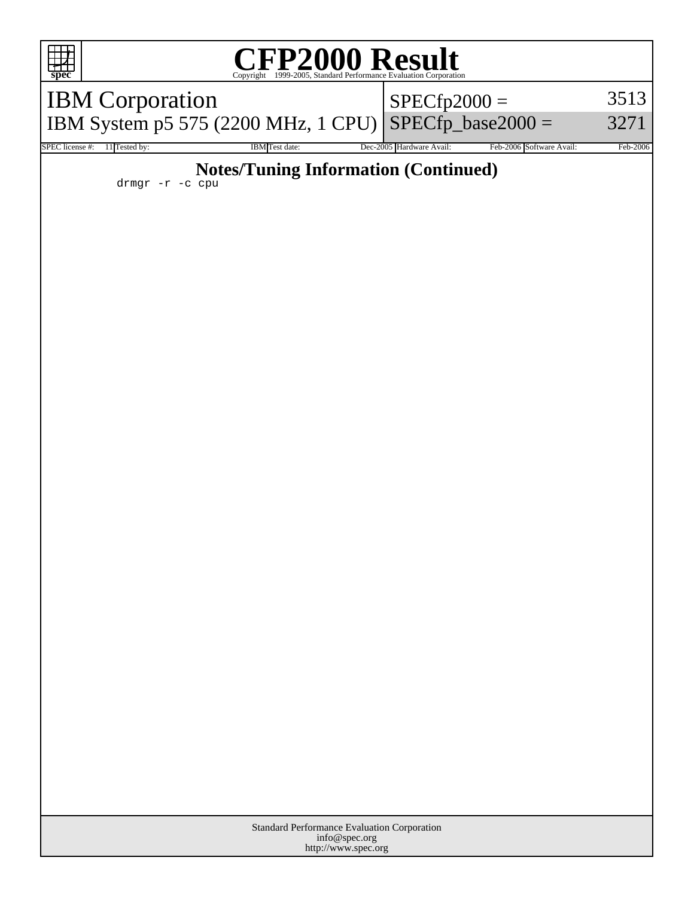# CFP2000 Result

Copyright 1999-2005, Standard Performance Evaluation Corporation

IBM Corporation
IBM System p5 575 (2200 MHz, 1 CPU)

SPECfp2000 = 3513
SPECfp_base2000 = 3271

| SPEC license #: | 11 | Tested by: | IBM | Test date: | Dec-2005 | Hardware Avail: | Feb-2006 | Software Avail: | Feb-2006 |
|---|---|---|---|---|---|---|---|---|---|

## Notes/Tuning Information (Continued)

```
drmgr -r -c cpu
```

Standard Performance Evaluation Corporation
info@spec.org
http://www.spec.org